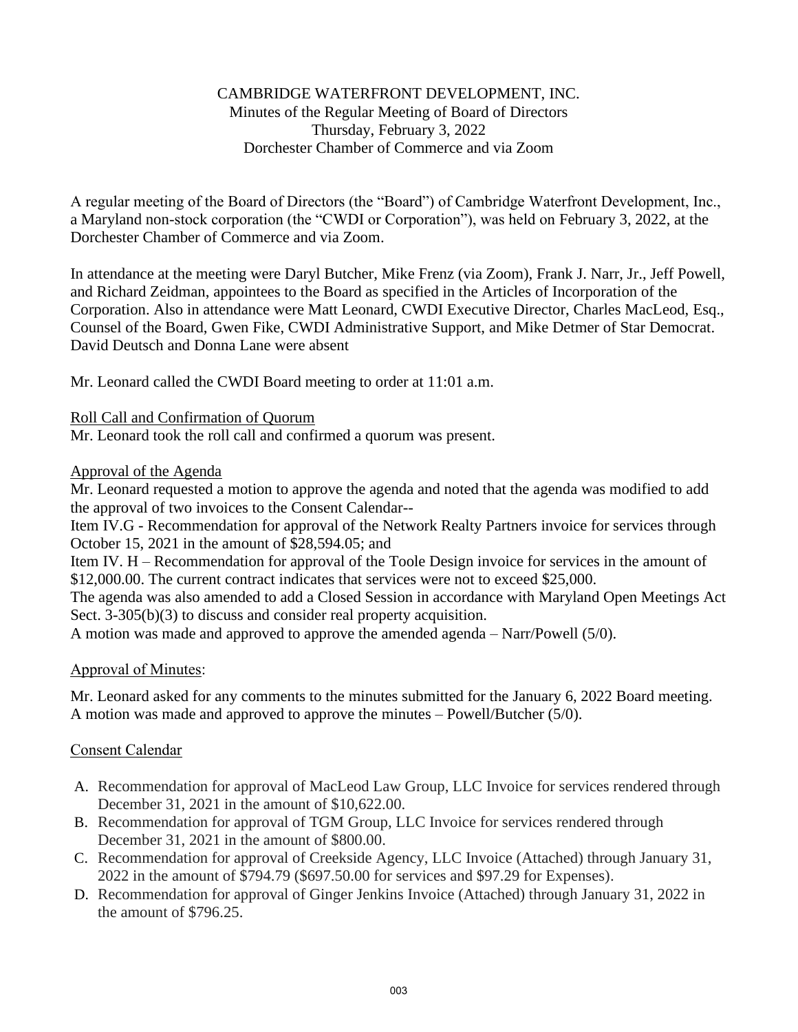CAMBRIDGE WATERFRONT DEVELOPMENT, INC.
Minutes of the Regular Meeting of Board of Directors
Thursday, February 3, 2022
Dorchester Chamber of Commerce and via Zoom

A regular meeting of the Board of Directors (the "Board") of Cambridge Waterfront Development, Inc., a Maryland non-stock corporation (the "CWDI or Corporation"), was held on February 3, 2022, at the Dorchester Chamber of Commerce and via Zoom.

In attendance at the meeting were Daryl Butcher, Mike Frenz (via Zoom), Frank J. Narr, Jr., Jeff Powell, and Richard Zeidman, appointees to the Board as specified in the Articles of Incorporation of the Corporation. Also in attendance were Matt Leonard, CWDI Executive Director, Charles MacLeod, Esq., Counsel of the Board, Gwen Fike, CWDI Administrative Support, and Mike Detmer of Star Democrat. David Deutsch and Donna Lane were absent

Mr. Leonard called the CWDI Board meeting to order at 11:01 a.m.

<u>Roll Call and Confirmation of Quorum</u>

Mr. Leonard took the roll call and confirmed a quorum was present.

<u>Approval of the Agenda</u>

Mr. Leonard requested a motion to approve the agenda and noted that the agenda was modified to add the approval of two invoices to the Consent Calendar--

Item IV.G - Recommendation for approval of the Network Realty Partners invoice for services through October 15, 2021 in the amount of $28,594.05; and

Item IV. H – Recommendation for approval of the Toole Design invoice for services in the amount of $12,000.00. The current contract indicates that services were not to exceed $25,000.

The agenda was also amended to add a Closed Session in accordance with Maryland Open Meetings Act Sect. 3-305(b)(3) to discuss and consider real property acquisition.

A motion was made and approved to approve the amended agenda – Narr/Powell (5/0).

<u>Approval of Minutes</u>:

Mr. Leonard asked for any comments to the minutes submitted for the January 6, 2022 Board meeting. A motion was made and approved to approve the minutes – Powell/Butcher (5/0).

<u>Consent Calendar</u>

A. Recommendation for approval of MacLeod Law Group, LLC Invoice for services rendered through December 31, 2021 in the amount of $10,622.00.
B. Recommendation for approval of TGM Group, LLC Invoice for services rendered through December 31, 2021 in the amount of $800.00.
C. Recommendation for approval of Creekside Agency, LLC Invoice (Attached) through January 31, 2022 in the amount of $794.79 ($697.50.00 for services and $97.29 for Expenses).
D. Recommendation for approval of Ginger Jenkins Invoice (Attached) through January 31, 2022 in the amount of $796.25.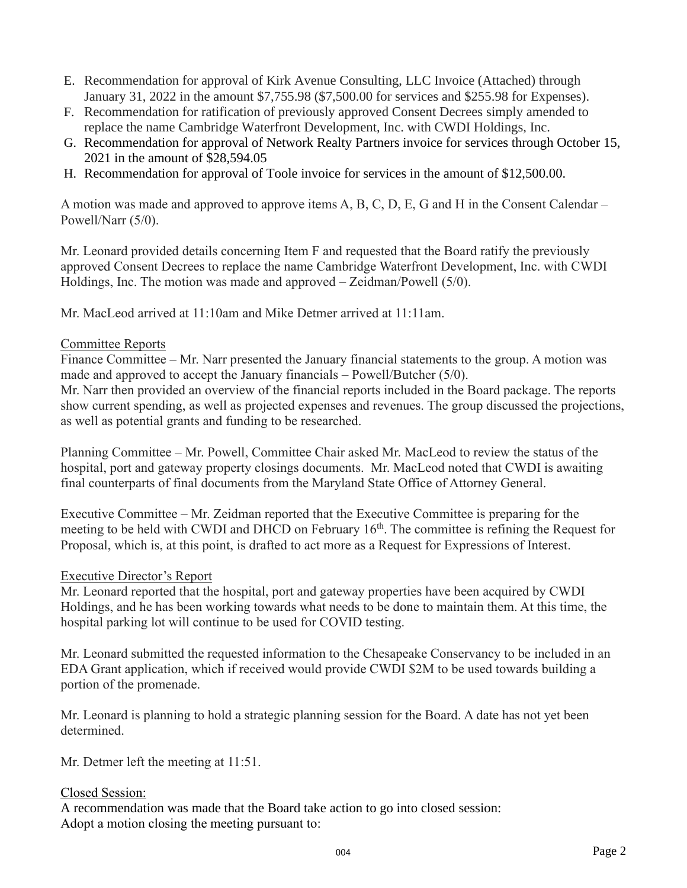E. Recommendation for approval of Kirk Avenue Consulting, LLC Invoice (Attached) through January 31, 2022 in the amount $7,755.98 ($7,500.00 for services and $255.98 for Expenses).
F. Recommendation for ratification of previously approved Consent Decrees simply amended to replace the name Cambridge Waterfront Development, Inc. with CWDI Holdings, Inc.
G. Recommendation for approval of Network Realty Partners invoice for services through October 15, 2021 in the amount of $28,594.05
H. Recommendation for approval of Toole invoice for services in the amount of $12,500.00.

A motion was made and approved to approve items A, B, C, D, E, G and H in the Consent Calendar – Powell/Narr (5/0).

Mr. Leonard provided details concerning Item F and requested that the Board ratify the previously approved Consent Decrees to replace the name Cambridge Waterfront Development, Inc. with CWDI Holdings, Inc. The motion was made and approved – Zeidman/Powell (5/0).

Mr. MacLeod arrived at 11:10am and Mike Detmer arrived at 11:11am.

Committee Reports

Finance Committee – Mr. Narr presented the January financial statements to the group. A motion was made and approved to accept the January financials – Powell/Butcher (5/0).
Mr. Narr then provided an overview of the financial reports included in the Board package. The reports show current spending, as well as projected expenses and revenues. The group discussed the projections, as well as potential grants and funding to be researched.

Planning Committee – Mr. Powell, Committee Chair asked Mr. MacLeod to review the status of the hospital, port and gateway property closings documents. Mr. MacLeod noted that CWDI is awaiting final counterparts of final documents from the Maryland State Office of Attorney General.

Executive Committee – Mr. Zeidman reported that the Executive Committee is preparing for the meeting to be held with CWDI and DHCD on February 16th. The committee is refining the Request for Proposal, which is, at this point, is drafted to act more as a Request for Expressions of Interest.

Executive Director's Report

Mr. Leonard reported that the hospital, port and gateway properties have been acquired by CWDI Holdings, and he has been working towards what needs to be done to maintain them. At this time, the hospital parking lot will continue to be used for COVID testing.

Mr. Leonard submitted the requested information to the Chesapeake Conservancy to be included in an EDA Grant application, which if received would provide CWDI $2M to be used towards building a portion of the promenade.

Mr. Leonard is planning to hold a strategic planning session for the Board. A date has not yet been determined.

Mr. Detmer left the meeting at 11:51.

Closed Session:

A recommendation was made that the Board take action to go into closed session:
Adopt a motion closing the meeting pursuant to: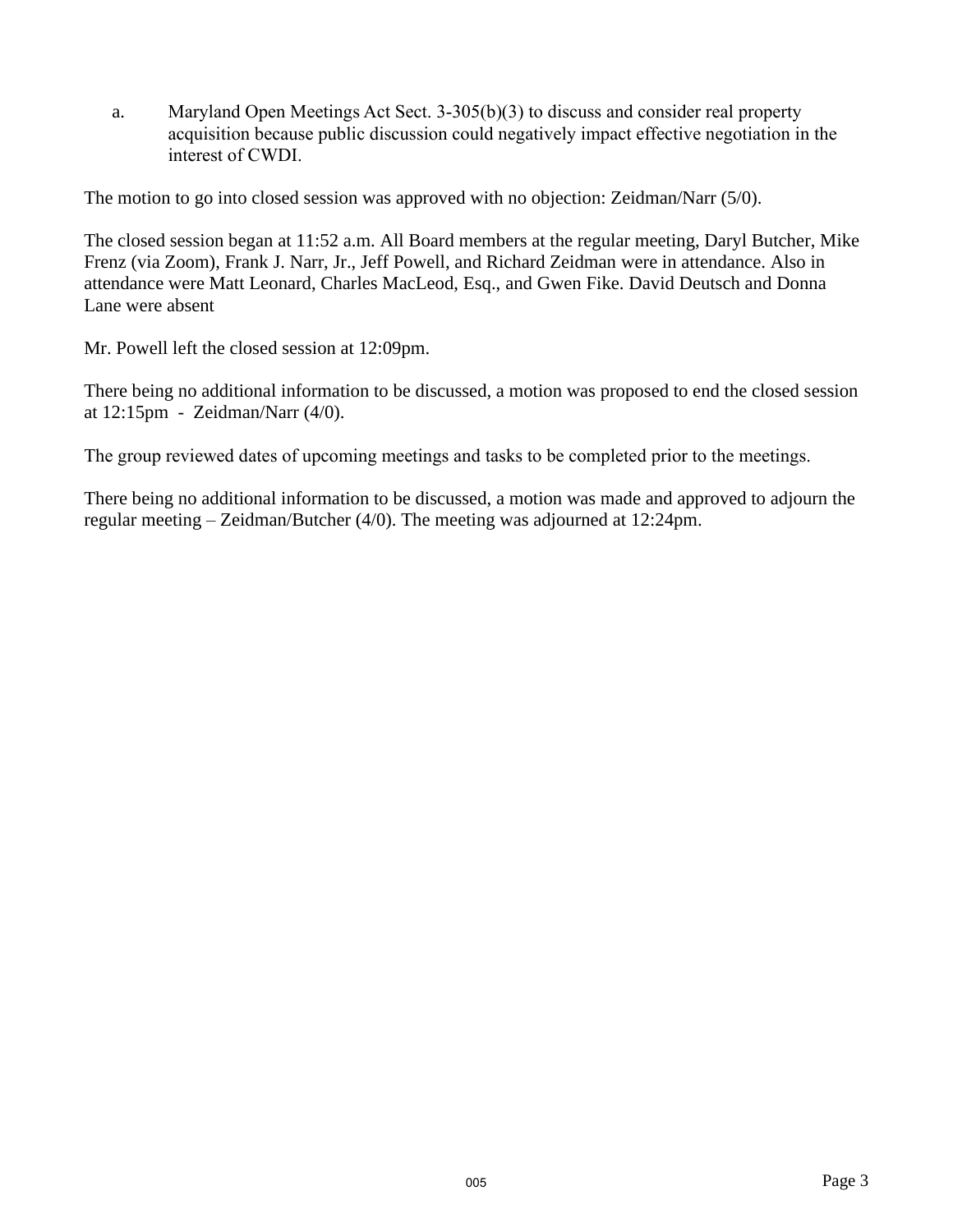a. Maryland Open Meetings Act Sect. 3-305(b)(3) to discuss and consider real property acquisition because public discussion could negatively impact effective negotiation in the interest of CWDI.

The motion to go into closed session was approved with no objection: Zeidman/Narr (5/0).

The closed session began at 11:52 a.m. All Board members at the regular meeting, Daryl Butcher, Mike Frenz (via Zoom), Frank J. Narr, Jr., Jeff Powell, and Richard Zeidman were in attendance. Also in attendance were Matt Leonard, Charles MacLeod, Esq., and Gwen Fike. David Deutsch and Donna Lane were absent

Mr. Powell left the closed session at 12:09pm.

There being no additional information to be discussed, a motion was proposed to end the closed session at 12:15pm - Zeidman/Narr (4/0).

The group reviewed dates of upcoming meetings and tasks to be completed prior to the meetings.

There being no additional information to be discussed, a motion was made and approved to adjourn the regular meeting – Zeidman/Butcher (4/0). The meeting was adjourned at 12:24pm.